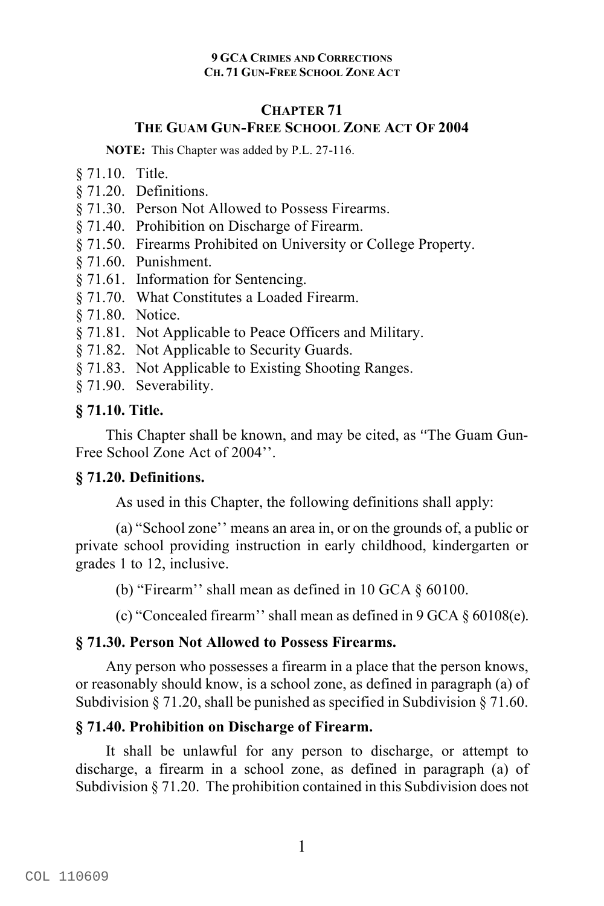## CHAPTER 71
## THE GUAM GUN-FREE SCHOOL ZONE ACT OF 2004

**NOTE:** This Chapter was added by P.L. 27-116.

§ 71.10. Title.
§ 71.20. Definitions.
§ 71.30. Person Not Allowed to Possess Firearms.
§ 71.40. Prohibition on Discharge of Firearm.
§ 71.50. Firearms Prohibited on University or College Property.
§ 71.60. Punishment.
§ 71.61. Information for Sentencing.
§ 71.70. What Constitutes a Loaded Firearm.
§ 71.80. Notice.
§ 71.81. Not Applicable to Peace Officers and Military.
§ 71.82. Not Applicable to Security Guards.
§ 71.83. Not Applicable to Existing Shooting Ranges.
§ 71.90. Severability.

### § 71.10. Title.

This Chapter shall be known, and may be cited, as ''The Guam Gun-Free School Zone Act of 2004''.

### § 71.20. Definitions.

As used in this Chapter, the following definitions shall apply:

(a) "School zone'' means an area in, or on the grounds of, a public or private school providing instruction in early childhood, kindergarten or grades 1 to 12, inclusive.

(b) "Firearm'' shall mean as defined in 10 GCA § 60100.

(c) "Concealed firearm'' shall mean as defined in 9 GCA § 60108(e).

### § 71.30. Person Not Allowed to Possess Firearms.

Any person who possesses a firearm in a place that the person knows, or reasonably should know, is a school zone, as defined in paragraph (a) of Subdivision § 71.20, shall be punished as specified in Subdivision § 71.60.

### § 71.40. Prohibition on Discharge of Firearm.

It shall be unlawful for any person to discharge, or attempt to discharge, a firearm in a school zone, as defined in paragraph (a) of Subdivision § 71.20. The prohibition contained in this Subdivision does not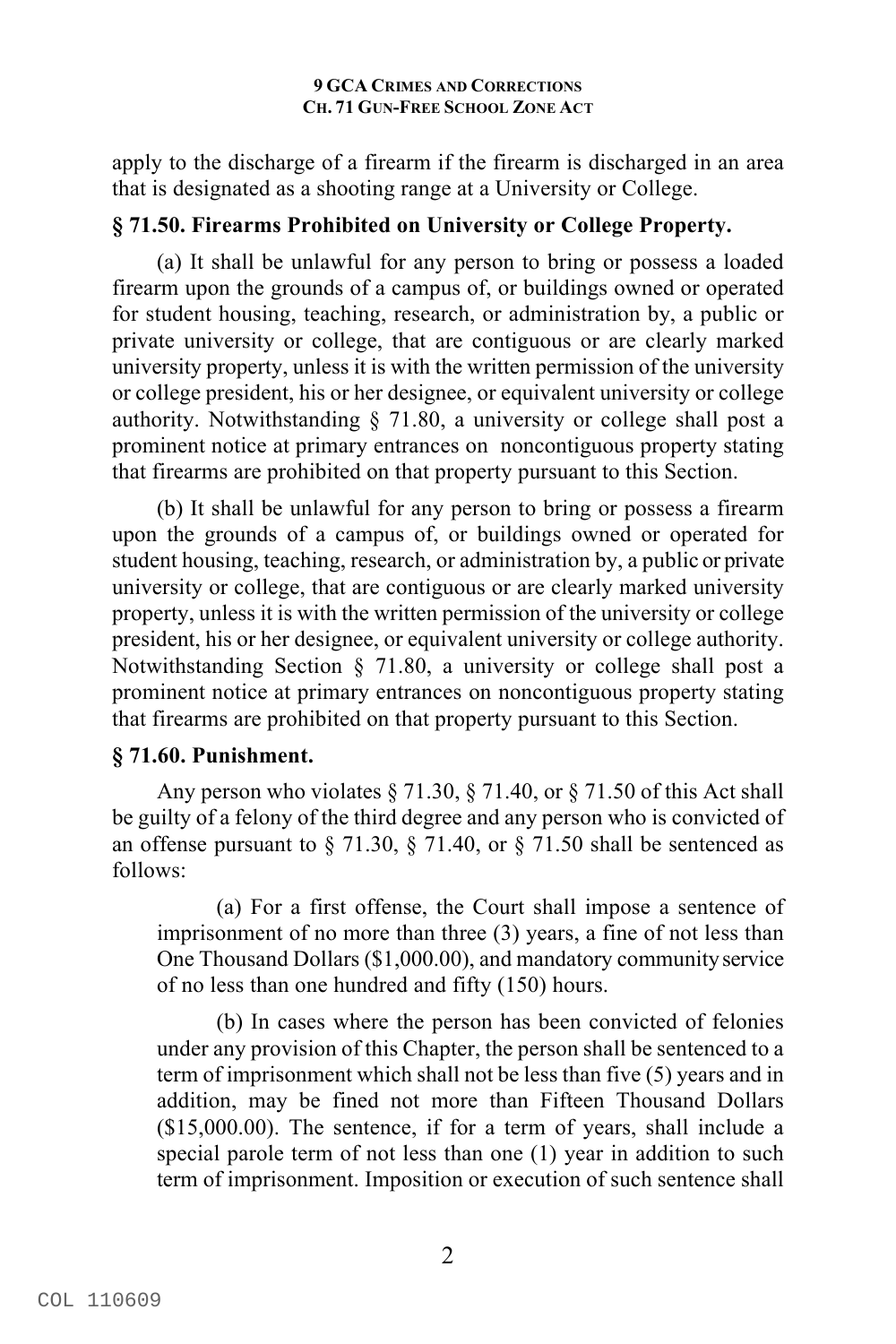apply to the discharge of a firearm if the firearm is discharged in an area that is designated as a shooting range at a University or College.

### § 71.50. Firearms Prohibited on University or College Property.

(a) It shall be unlawful for any person to bring or possess a loaded firearm upon the grounds of a campus of, or buildings owned or operated for student housing, teaching, research, or administration by, a public or private university or college, that are contiguous or are clearly marked university property, unless it is with the written permission of the university or college president, his or her designee, or equivalent university or college authority. Notwithstanding § 71.80, a university or college shall post a prominent notice at primary entrances on noncontiguous property stating that firearms are prohibited on that property pursuant to this Section.

(b) It shall be unlawful for any person to bring or possess a firearm upon the grounds of a campus of, or buildings owned or operated for student housing, teaching, research, or administration by, a public or private university or college, that are contiguous or are clearly marked university property, unless it is with the written permission of the university or college president, his or her designee, or equivalent university or college authority. Notwithstanding Section § 71.80, a university or college shall post a prominent notice at primary entrances on noncontiguous property stating that firearms are prohibited on that property pursuant to this Section.

### § 71.60. Punishment.

Any person who violates § 71.30, § 71.40, or § 71.50 of this Act shall be guilty of a felony of the third degree and any person who is convicted of an offense pursuant to § 71.30, § 71.40, or § 71.50 shall be sentenced as follows:

(a) For a first offense, the Court shall impose a sentence of imprisonment of no more than three (3) years, a fine of not less than One Thousand Dollars ($1,000.00), and mandatory community service of no less than one hundred and fifty (150) hours.

(b) In cases where the person has been convicted of felonies under any provision of this Chapter, the person shall be sentenced to a term of imprisonment which shall not be less than five (5) years and in addition, may be fined not more than Fifteen Thousand Dollars ($15,000.00). The sentence, if for a term of years, shall include a special parole term of not less than one (1) year in addition to such term of imprisonment. Imposition or execution of such sentence shall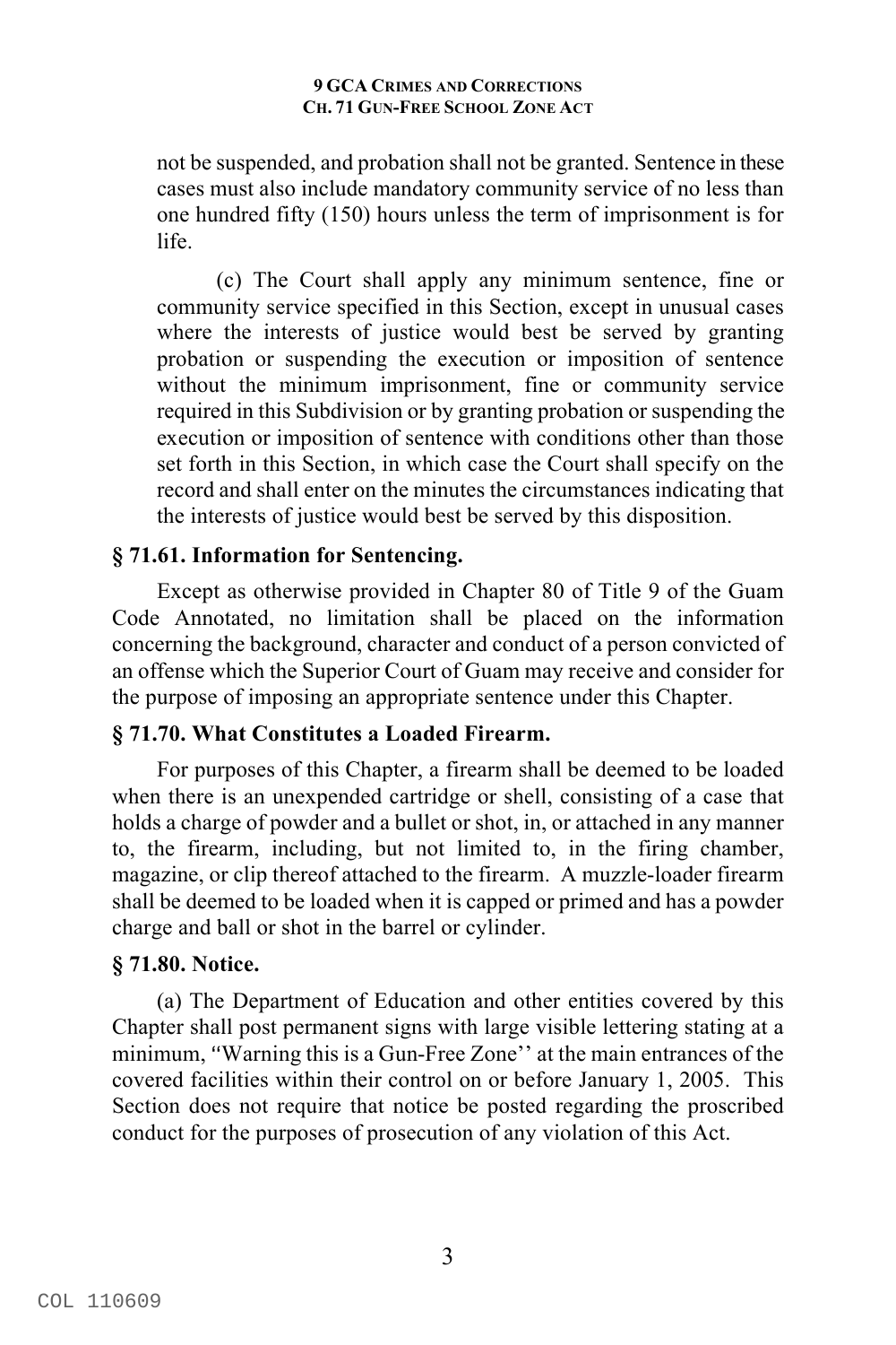not be suspended, and probation shall not be granted. Sentence in these cases must also include mandatory community service of no less than one hundred fifty (150) hours unless the term of imprisonment is for life.

(c) The Court shall apply any minimum sentence, fine or community service specified in this Section, except in unusual cases where the interests of justice would best be served by granting probation or suspending the execution or imposition of sentence without the minimum imprisonment, fine or community service required in this Subdivision or by granting probation or suspending the execution or imposition of sentence with conditions other than those set forth in this Section, in which case the Court shall specify on the record and shall enter on the minutes the circumstances indicating that the interests of justice would best be served by this disposition.

### § 71.61. Information for Sentencing.

Except as otherwise provided in Chapter 80 of Title 9 of the Guam Code Annotated, no limitation shall be placed on the information concerning the background, character and conduct of a person convicted of an offense which the Superior Court of Guam may receive and consider for the purpose of imposing an appropriate sentence under this Chapter.

### § 71.70. What Constitutes a Loaded Firearm.

For purposes of this Chapter, a firearm shall be deemed to be loaded when there is an unexpended cartridge or shell, consisting of a case that holds a charge of powder and a bullet or shot, in, or attached in any manner to, the firearm, including, but not limited to, in the firing chamber, magazine, or clip thereof attached to the firearm. A muzzle-loader firearm shall be deemed to be loaded when it is capped or primed and has a powder charge and ball or shot in the barrel or cylinder.

### § 71.80. Notice.

(a) The Department of Education and other entities covered by this Chapter shall post permanent signs with large visible lettering stating at a minimum, "Warning this is a Gun-Free Zone" at the main entrances of the covered facilities within their control on or before January 1, 2005. This Section does not require that notice be posted regarding the proscribed conduct for the purposes of prosecution of any violation of this Act.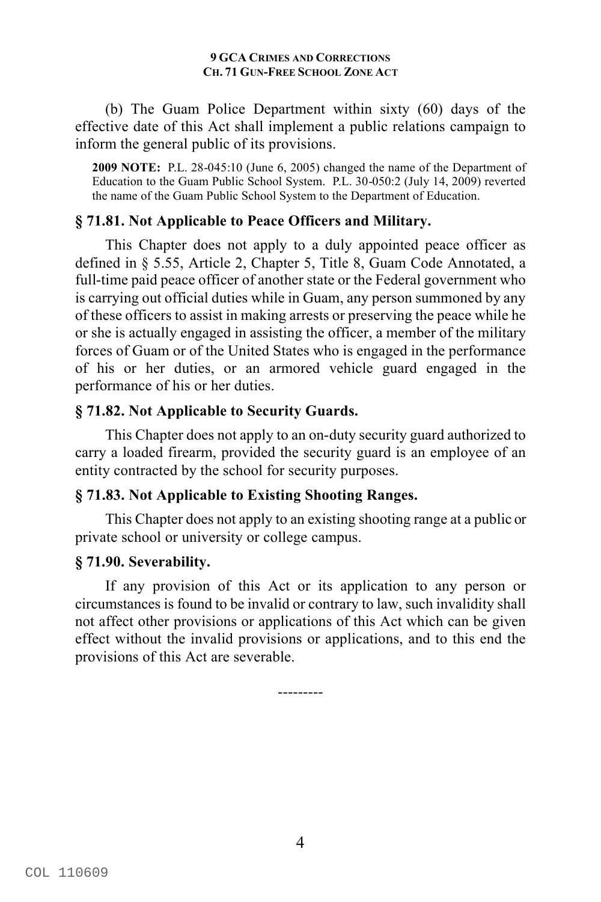(b) The Guam Police Department within sixty (60) days of the effective date of this Act shall implement a public relations campaign to inform the general public of its provisions.

**2009 NOTE:** P.L. 28-045:10 (June 6, 2005) changed the name of the Department of Education to the Guam Public School System. P.L. 30-050:2 (July 14, 2009) reverted the name of the Guam Public School System to the Department of Education.

### § 71.81. Not Applicable to Peace Officers and Military.

This Chapter does not apply to a duly appointed peace officer as defined in § 5.55, Article 2, Chapter 5, Title 8, Guam Code Annotated, a full-time paid peace officer of another state or the Federal government who is carrying out official duties while in Guam, any person summoned by any of these officers to assist in making arrests or preserving the peace while he or she is actually engaged in assisting the officer, a member of the military forces of Guam or of the United States who is engaged in the performance of his or her duties, or an armored vehicle guard engaged in the performance of his or her duties.

### § 71.82. Not Applicable to Security Guards.

This Chapter does not apply to an on-duty security guard authorized to carry a loaded firearm, provided the security guard is an employee of an entity contracted by the school for security purposes.

### § 71.83. Not Applicable to Existing Shooting Ranges.

This Chapter does not apply to an existing shooting range at a public or private school or university or college campus.

### § 71.90. Severability.

If any provision of this Act or its application to any person or circumstances is found to be invalid or contrary to law, such invalidity shall not affect other provisions or applications of this Act which can be given effect without the invalid provisions or applications, and to this end the provisions of this Act are severable.

---------